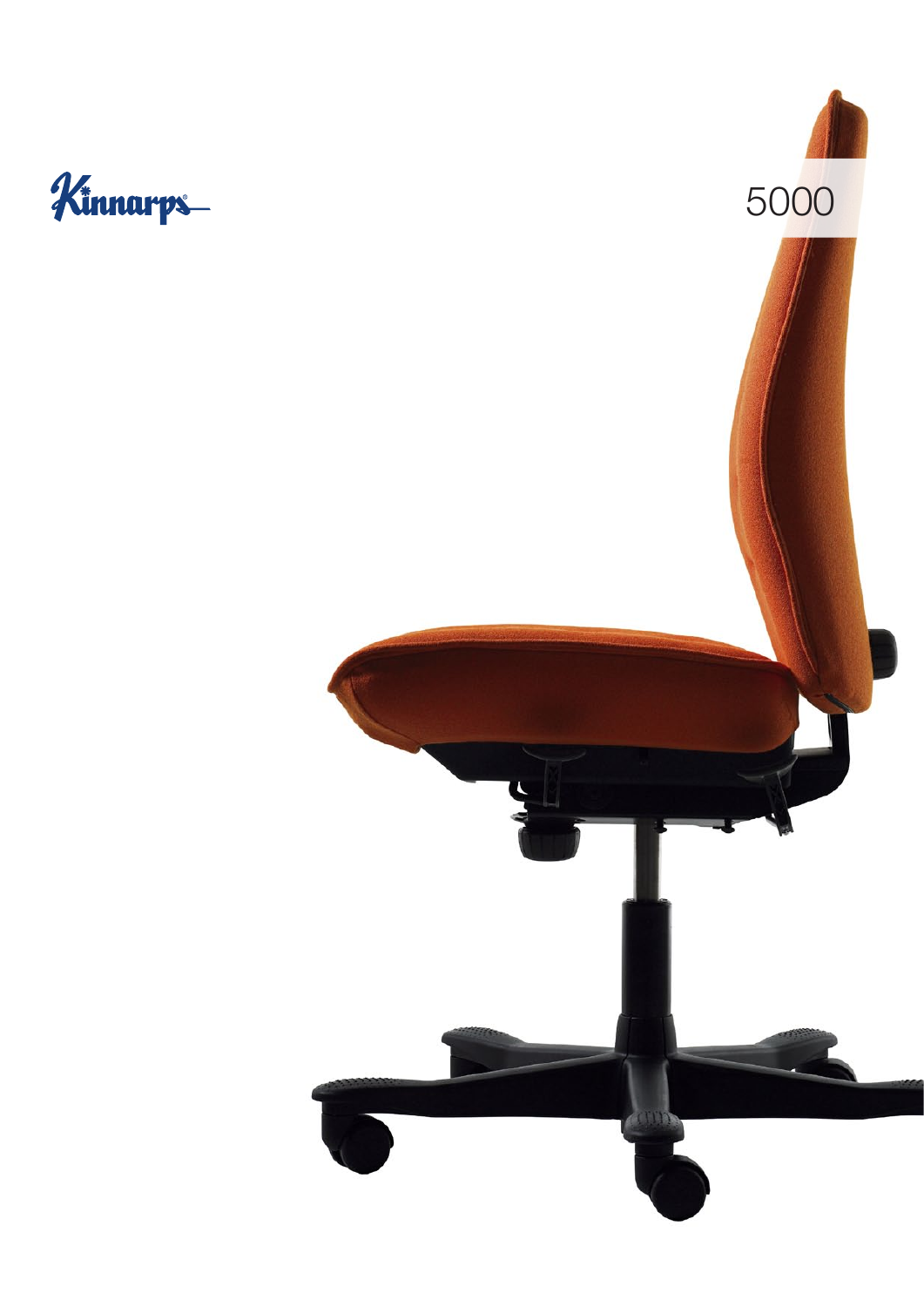Kinnarps

# 5000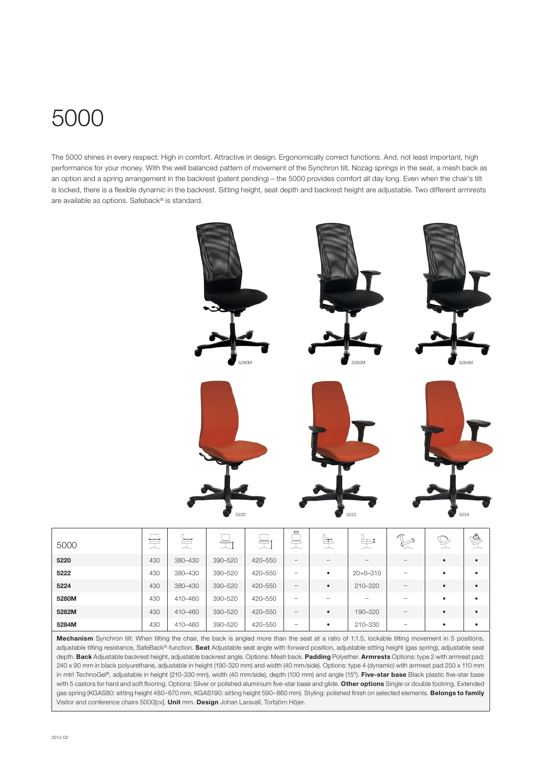# 5000

The 5000 shines in every respect: High in comfort. Attractive in design. Ergonomically correct functions. And, not least important, high performance for your money. With the well balanced pattern of movement of the Synchron tilt, Nozag springs in the seat, a mesh back as an option and a spring arrangement in the backrest (patent pending) – the 5000 provides comfort all day long. Even when the chair's tilt is locked, there is a flexible dynamic in the backrest. Sitting height, seat depth and backrest height are adjustable. Two different armrests are available as options. Safeback® is standard.

5280M

5282M

5284M

5220

5222

5224

| 5000 | | | | | | | | | | |
|---|---|---|---|---|---|---|---|---|---|---|
| **5220** | 430 | 380–430 | 390–520 | 420–550 | – | – | – | – | • | • |
| **5222** | 430 | 380–430 | 390–520 | 420–550 | – | • | 20+0–310 | – | • | • |
| **5224** | 430 | 380–430 | 390–520 | 420–550 | – | • | 210–320 | – | • | • |
| **5280M** | 430 | 410–460 | 390–520 | 420–550 | – | – | – | – | • | • |
| **5282M** | 430 | 410–460 | 390–520 | 420–550 | – | • | 190–320 | – | • | • |
| **5284M** | 430 | 410–460 | 390–520 | 420–550 | – | • | 210–330 | – | • | • |

**Mechanism** Synchron tilt: When tilting the chair, the back is angled more than the seat at a ratio of 1:1.5, lockable tilting movement in 5 positions, adjustable tilting resistance, SafeBack®-function. **Seat** Adjustable seat angle with forward position, adjustable sitting height (gas spring), adjustable seat depth. **Back** Adjustable backrest height, adjustable backrest angle. Options: Mesh back. **Padding** Polyether. **Armrests** Options: type 2 with armrest pad; 240 x 90 mm in black polyurethane, adjustable in height (190-320 mm) and width (40 mm/side). Options: type 4 (dynamic) with armrest pad 250 x 110 mm in mtrl TechnoGel®, adjustable in height (210-330 mm), width (40 mm/side), depth (100 mm) and angle (15°). **Five-star base** Black plastic five-star base with 5 castors for hard and soft flooring. Options: Silver or polished aluminium five-star base and glide. **Other options** Single or double footring. Extended gas spring (KGAS80: sitting height 480–670 mm, KGAS190: sitting height 590–860 mm). Styling: polished finish on selected elements. **Belongs to family** Visitor and conference chairs 5000[cv]. **Unit** mm. **Design** Johan Larsvall, Torbjörn Höjer.

2012-02